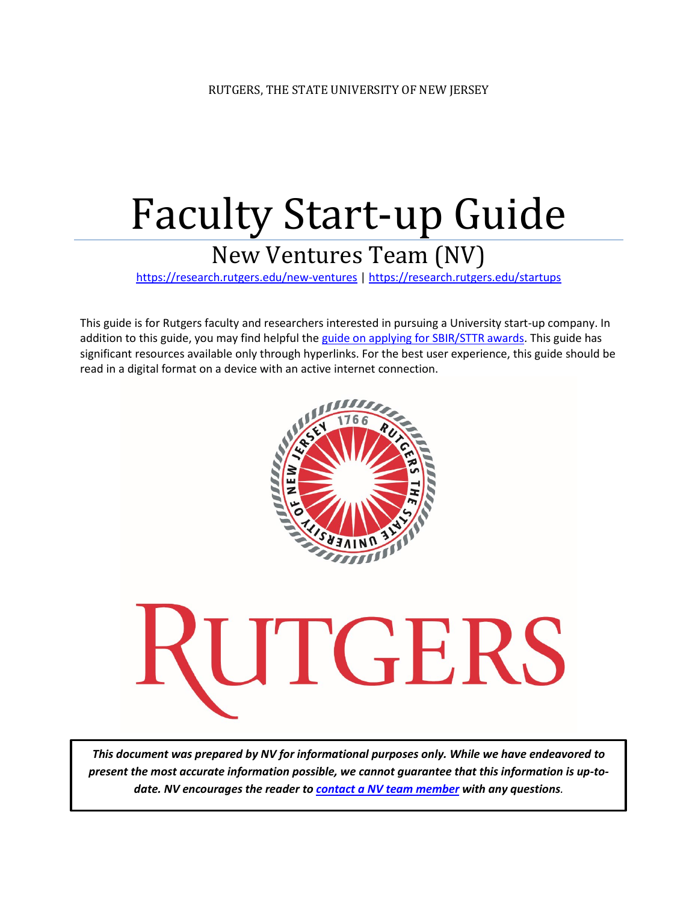RUTGERS, THE STATE UNIVERSITY OF NEW JERSEY

# Faculty Start-up Guide

## New Ventures Team (NV)

https://research.rutgers.edu/new-ventures | https://research.rutgers.edu/startups

This guide is for Rutgers faculty and researchers interested in pursuing a University start-up company. In addition to this guide, you may find helpful the guide on applying for SBIR/STTR awards. This guide has significant resources available only through hyperlinks. For the best user experience, this guide should be read in a digital format on a device with an active internet connection.

***This document was prepared by NV for informational purposes only. While we have endeavored to present the most accurate information possible, we cannot guarantee that this information is up-to-date. NV encourages the reader to contact a NV team member with any questions.***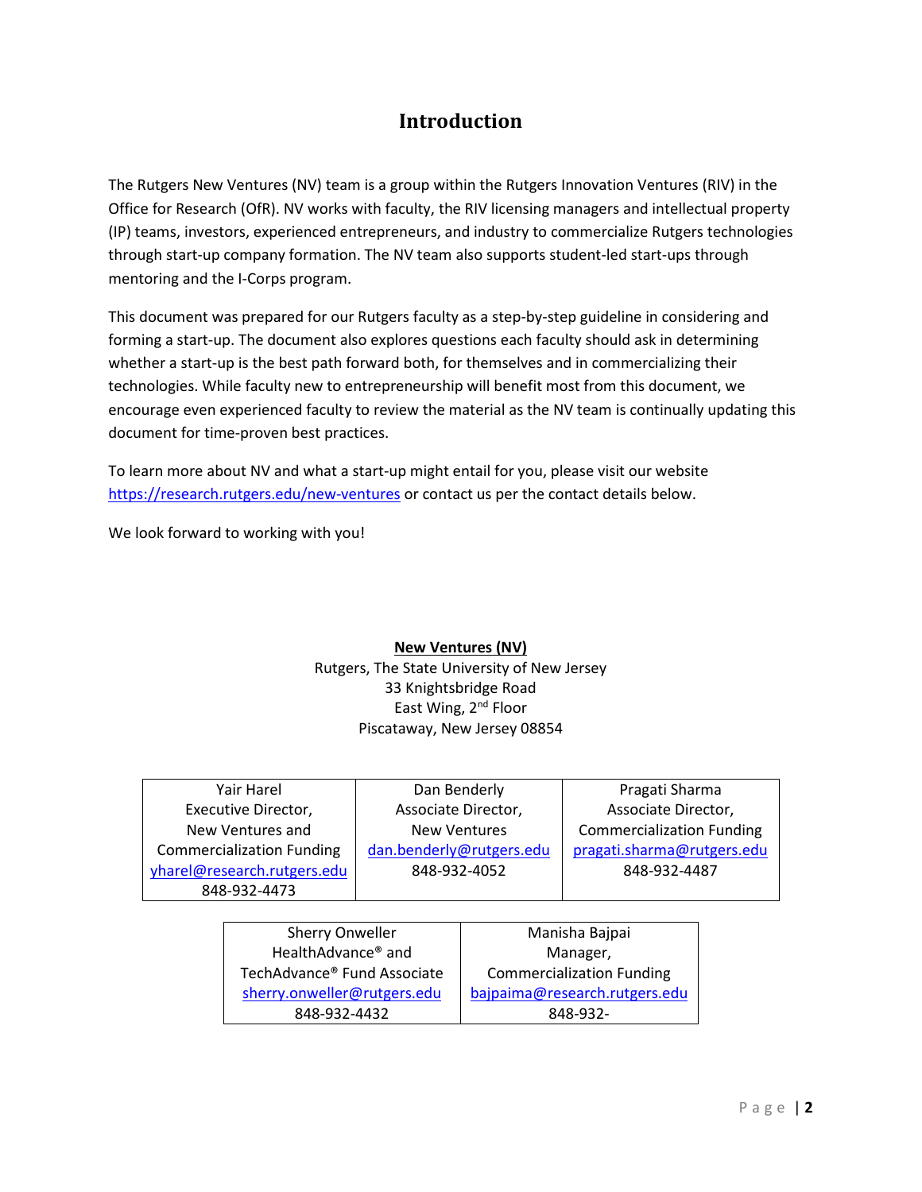# Introduction

The Rutgers New Ventures (NV) team is a group within the Rutgers Innovation Ventures (RIV) in the Office for Research (OfR). NV works with faculty, the RIV licensing managers and intellectual property (IP) teams, investors, experienced entrepreneurs, and industry to commercialize Rutgers technologies through start-up company formation. The NV team also supports student-led start-ups through mentoring and the I-Corps program.

This document was prepared for our Rutgers faculty as a step-by-step guideline in considering and forming a start-up. The document also explores questions each faculty should ask in determining whether a start-up is the best path forward both, for themselves and in commercializing their technologies. While faculty new to entrepreneurship will benefit most from this document, we encourage even experienced faculty to review the material as the NV team is continually updating this document for time-proven best practices.

To learn more about NV and what a start-up might entail for you, please visit our website https://research.rutgers.edu/new-ventures or contact us per the contact details below.

We look forward to working with you!

**New Ventures (NV)**
Rutgers, The State University of New Jersey
33 Knightsbridge Road
East Wing, 2nd Floor
Piscataway, New Jersey 08854

| Yair Harel | Dan Benderly | Pragati Sharma |
|---|---|---|
| Executive Director, New Ventures and Commercialization Funding | Associate Director, New Ventures | Associate Director, Commercialization Funding |
| yharel@research.rutgers.edu | dan.benderly@rutgers.edu | pragati.sharma@rutgers.edu |
| 848-932-4473 | 848-932-4052 | 848-932-4487 |

| Sherry Onweller | Manisha Bajpai |
|---|---|
| HealthAdvance® and TechAdvance® Fund Associate | Manager, Commercialization Funding |
| sherry.onweller@rutgers.edu | bajpaima@research.rutgers.edu |
| 848-932-4432 | 848-932- |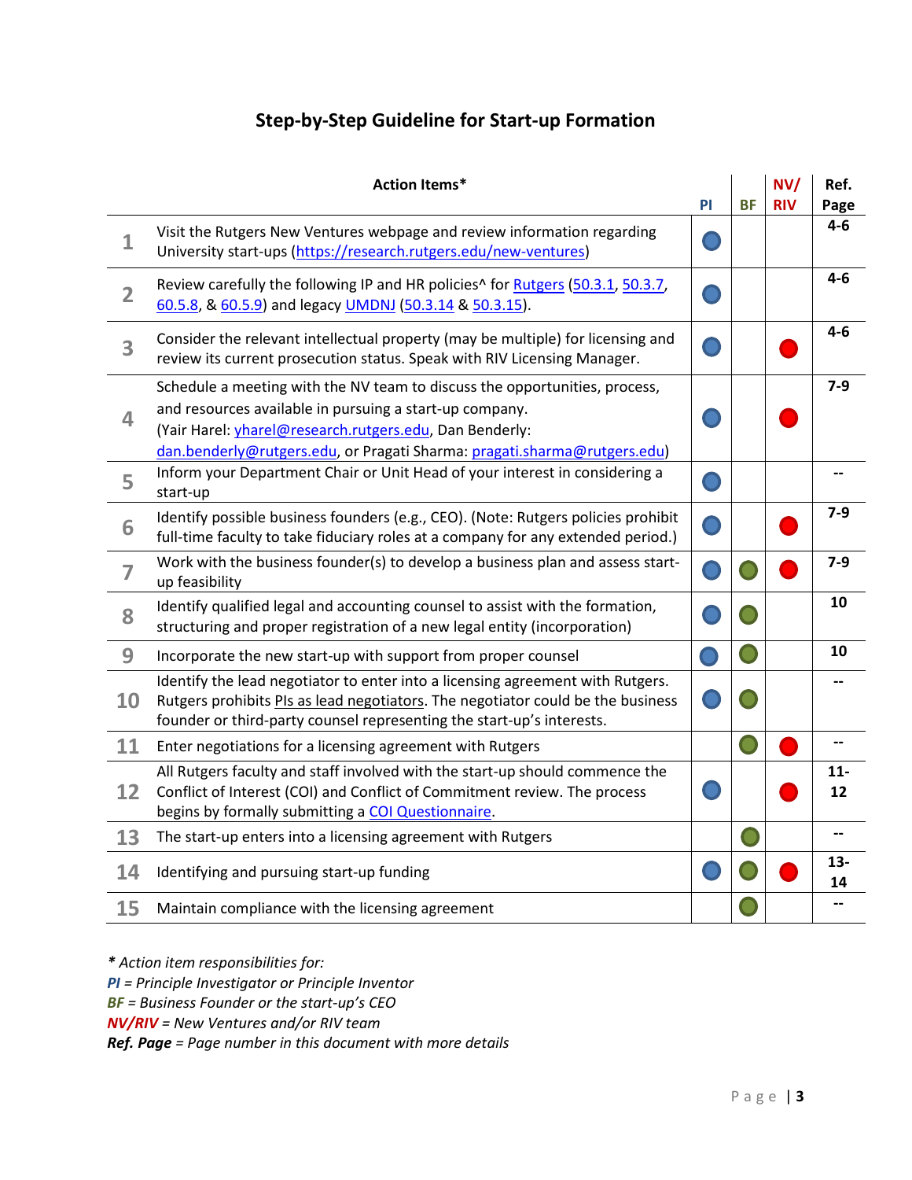# Step-by-Step Guideline for Start-up Formation

| | Action Items* | PI | BF | NV/ RIV | Ref. Page |
|---|---|---|---|---|---|
| 1 | Visit the Rutgers New Ventures webpage and review information regarding University start-ups (https://research.rutgers.edu/new-ventures) | ● | | | 4-6 |
| 2 | Review carefully the following IP and HR policies^ for Rutgers (50.3.1, 50.3.7, 60.5.8, & 60.5.9) and legacy UMDNJ (50.3.14 & 50.3.15). | ● | | | 4-6 |
| 3 | Consider the relevant intellectual property (may be multiple) for licensing and review its current prosecution status. Speak with RIV Licensing Manager. | ● | | ● | 4-6 |
| 4 | Schedule a meeting with the NV team to discuss the opportunities, process, and resources available in pursuing a start-up company. (Yair Harel: yharel@research.rutgers.edu, Dan Benderly: dan.benderly@rutgers.edu, or Pragati Sharma: pragati.sharma@rutgers.edu) | ● | | ● | 7-9 |
| 5 | Inform your Department Chair or Unit Head of your interest in considering a start-up | ● | | | -- |
| 6 | Identify possible business founders (e.g., CEO). (Note: Rutgers policies prohibit full-time faculty to take fiduciary roles at a company for any extended period.) | ● | | ● | 7-9 |
| 7 | Work with the business founder(s) to develop a business plan and assess start-up feasibility | ● | ● | ● | 7-9 |
| 8 | Identify qualified legal and accounting counsel to assist with the formation, structuring and proper registration of a new legal entity (incorporation) | ● | ● | | 10 |
| 9 | Incorporate the new start-up with support from proper counsel | ● | ● | | 10 |
| 10 | Identify the lead negotiator to enter into a licensing agreement with Rutgers. Rutgers prohibits PIs as lead negotiators. The negotiator could be the business founder or third-party counsel representing the start-up's interests. | ● | ● | | -- |
| 11 | Enter negotiations for a licensing agreement with Rutgers | | ● | ● | -- |
| 12 | All Rutgers faculty and staff involved with the start-up should commence the Conflict of Interest (COI) and Conflict of Commitment review. The process begins by formally submitting a COI Questionnaire. | ● | | ● | 11-12 |
| 13 | The start-up enters into a licensing agreement with Rutgers | | ● | | -- |
| 14 | Identifying and pursuing start-up funding | ● | ● | ● | 13-14 |
| 15 | Maintain compliance with the licensing agreement | | ● | | -- |

*\* Action item responsibilities for:*
***PI** = Principle Investigator or Principle Inventor*
***BF** = Business Founder or the start-up's CEO*
***NV/RIV** = New Ventures and/or RIV team*
***Ref. Page** = Page number in this document with more details*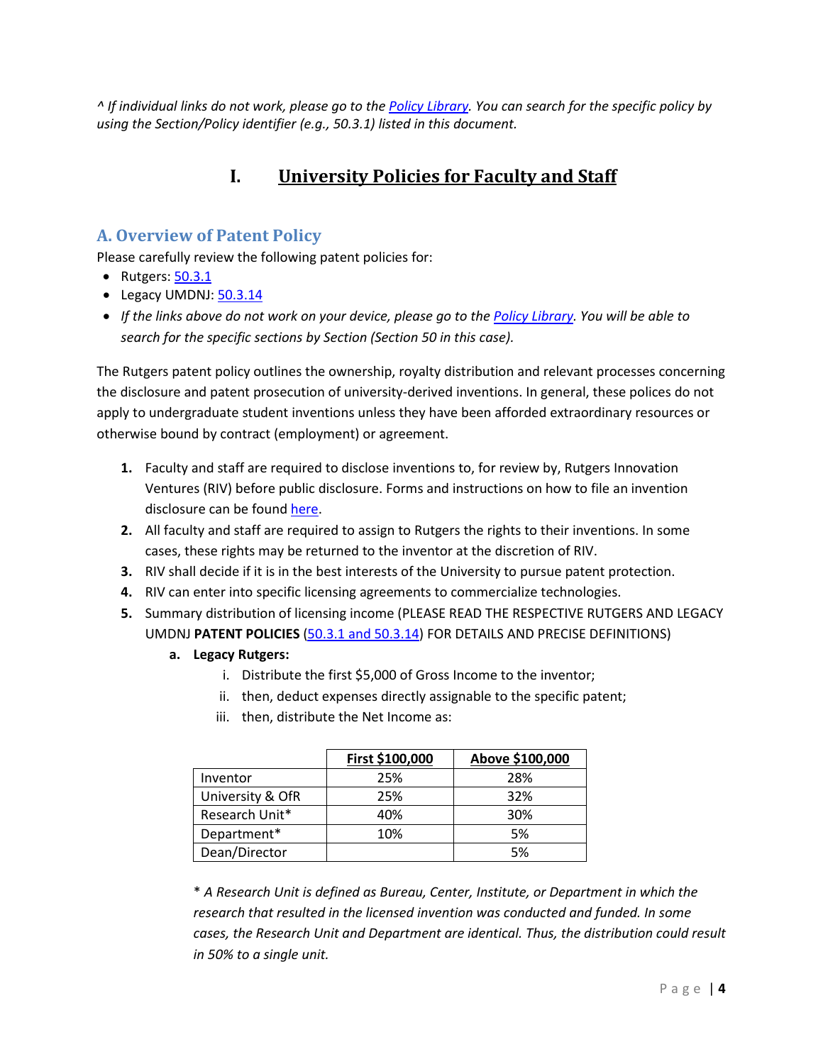*^ If individual links do not work, please go to the Policy Library. You can search for the specific policy by using the Section/Policy identifier (e.g., 50.3.1) listed in this document.*

# I. University Policies for Faculty and Staff

## A. Overview of Patent Policy

Please carefully review the following patent policies for:

- Rutgers: 50.3.1
- Legacy UMDNJ: 50.3.14
- *If the links above do not work on your device, please go to the Policy Library. You will be able to search for the specific sections by Section (Section 50 in this case).*

The Rutgers patent policy outlines the ownership, royalty distribution and relevant processes concerning the disclosure and patent prosecution of university-derived inventions. In general, these polices do not apply to undergraduate student inventions unless they have been afforded extraordinary resources or otherwise bound by contract (employment) or agreement.

1. Faculty and staff are required to disclose inventions to, for review by, Rutgers Innovation Ventures (RIV) before public disclosure. Forms and instructions on how to file an invention disclosure can be found here.
2. All faculty and staff are required to assign to Rutgers the rights to their inventions. In some cases, these rights may be returned to the inventor at the discretion of RIV.
3. RIV shall decide if it is in the best interests of the University to pursue patent protection.
4. RIV can enter into specific licensing agreements to commercialize technologies.
5. Summary distribution of licensing income (PLEASE READ THE RESPECTIVE RUTGERS AND LEGACY UMDNJ **PATENT POLICIES** (50.3.1 and 50.3.14) FOR DETAILS AND PRECISE DEFINITIONS)
   a. **Legacy Rutgers:**
      i. Distribute the first $5,000 of Gross Income to the inventor;
      ii. then, deduct expenses directly assignable to the specific patent;
      iii. then, distribute the Net Income as:

| | First $100,000 | Above $100,000 |
|---|---|---|
| Inventor | 25% | 28% |
| University & OfR | 25% | 32% |
| Research Unit* | 40% | 30% |
| Department* | 10% | 5% |
| Dean/Director | | 5% |

*\* A Research Unit is defined as Bureau, Center, Institute, or Department in which the research that resulted in the licensed invention was conducted and funded. In some cases, the Research Unit and Department are identical. Thus, the distribution could result in 50% to a single unit.*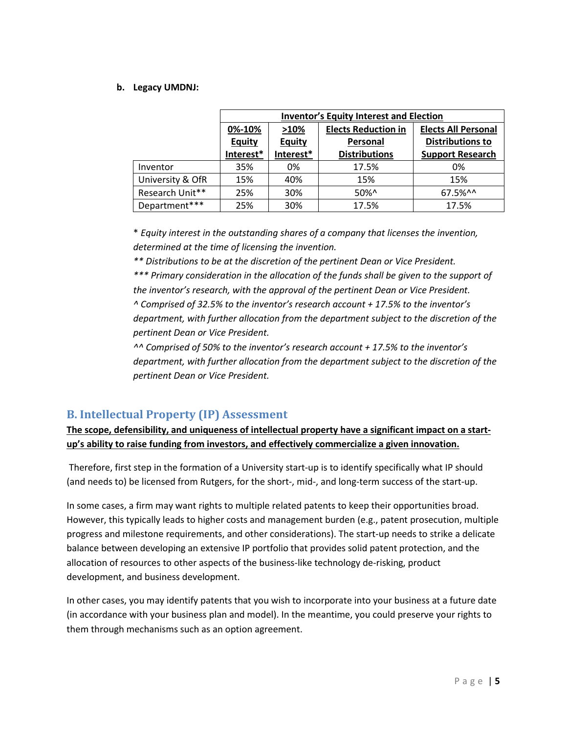**b. Legacy UMDNJ:**

| | Inventor's Equity Interest and Election | | | |
|---|---|---|---|---|
| | 0%-10% Equity Interest* | >10% Equity Interest* | Elects Reduction in Personal Distributions | Elects All Personal Distributions to Support Research |
| Inventor | 35% | 0% | 17.5% | 0% |
| University & OfR | 15% | 40% | 15% | 15% |
| Research Unit** | 25% | 30% | 50%^ | 67.5%^^ |
| Department*** | 25% | 30% | 17.5% | 17.5% |

\* *Equity interest in the outstanding shares of a company that licenses the invention, determined at the time of licensing the invention.*

*** Distributions to be at the discretion of the pertinent Dean or Vice President.*

**** Primary consideration in the allocation of the funds shall be given to the support of the inventor's research, with the approval of the pertinent Dean or Vice President.*

*^ Comprised of 32.5% to the inventor's research account + 17.5% to the inventor's department, with further allocation from the department subject to the discretion of the pertinent Dean or Vice President.*

*^^ Comprised of 50% to the inventor's research account + 17.5% to the inventor's department, with further allocation from the department subject to the discretion of the pertinent Dean or Vice President.*

## B. Intellectual Property (IP) Assessment

**The scope, defensibility, and uniqueness of intellectual property have a significant impact on a start-up's ability to raise funding from investors, and effectively commercialize a given innovation.**

Therefore, first step in the formation of a University start-up is to identify specifically what IP should (and needs to) be licensed from Rutgers, for the short-, mid-, and long-term success of the start-up.

In some cases, a firm may want rights to multiple related patents to keep their opportunities broad. However, this typically leads to higher costs and management burden (e.g., patent prosecution, multiple progress and milestone requirements, and other considerations). The start-up needs to strike a delicate balance between developing an extensive IP portfolio that provides solid patent protection, and the allocation of resources to other aspects of the business-like technology de-risking, product development, and business development.

In other cases, you may identify patents that you wish to incorporate into your business at a future date (in accordance with your business plan and model). In the meantime, you could preserve your rights to them through mechanisms such as an option agreement.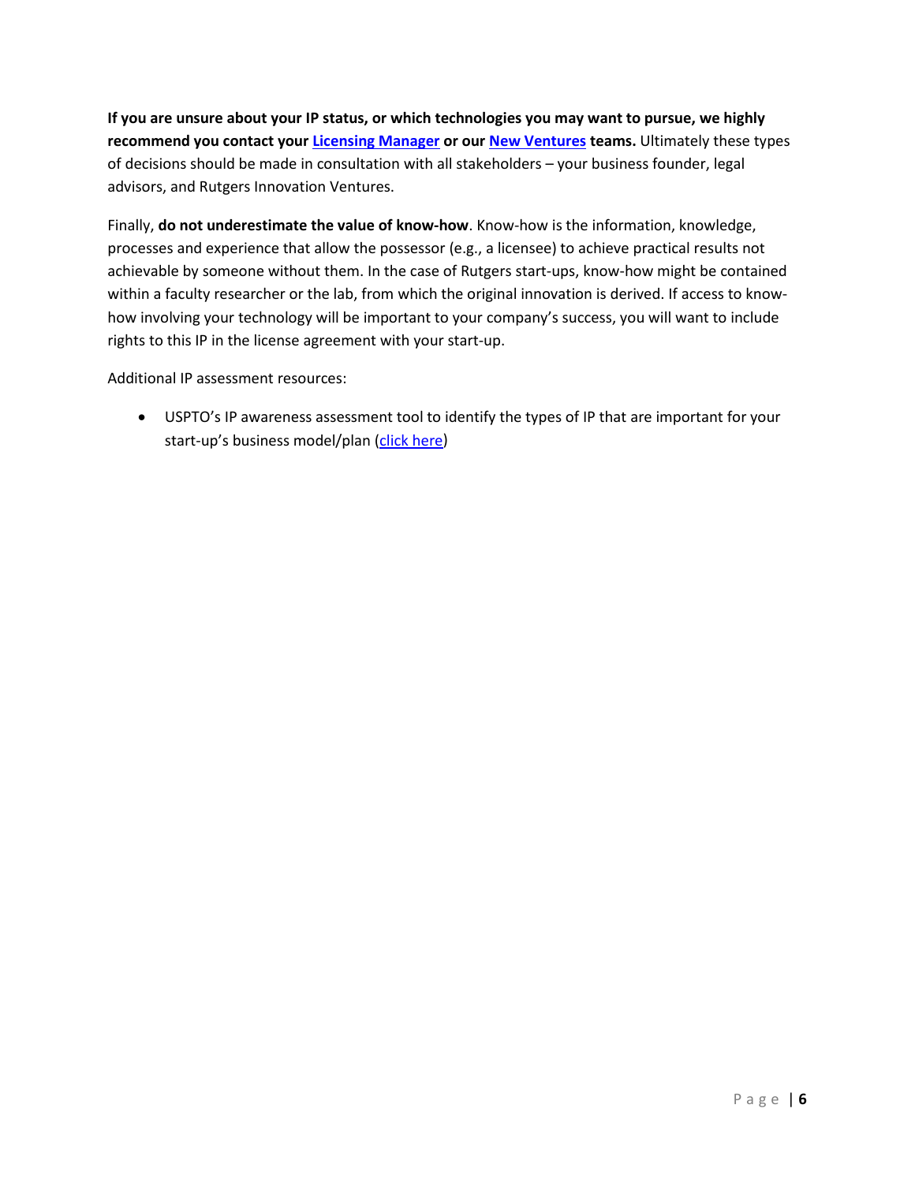**If you are unsure about your IP status, or which technologies you may want to pursue, we highly recommend you contact your Licensing Manager or our New Ventures teams.** Ultimately these types of decisions should be made in consultation with all stakeholders – your business founder, legal advisors, and Rutgers Innovation Ventures.

Finally, **do not underestimate the value of know-how**. Know-how is the information, knowledge, processes and experience that allow the possessor (e.g., a licensee) to achieve practical results not achievable by someone without them. In the case of Rutgers start-ups, know-how might be contained within a faculty researcher or the lab, from which the original innovation is derived. If access to know-how involving your technology will be important to your company's success, you will want to include rights to this IP in the license agreement with your start-up.

Additional IP assessment resources:

- USPTO's IP awareness assessment tool to identify the types of IP that are important for your start-up's business model/plan (click here)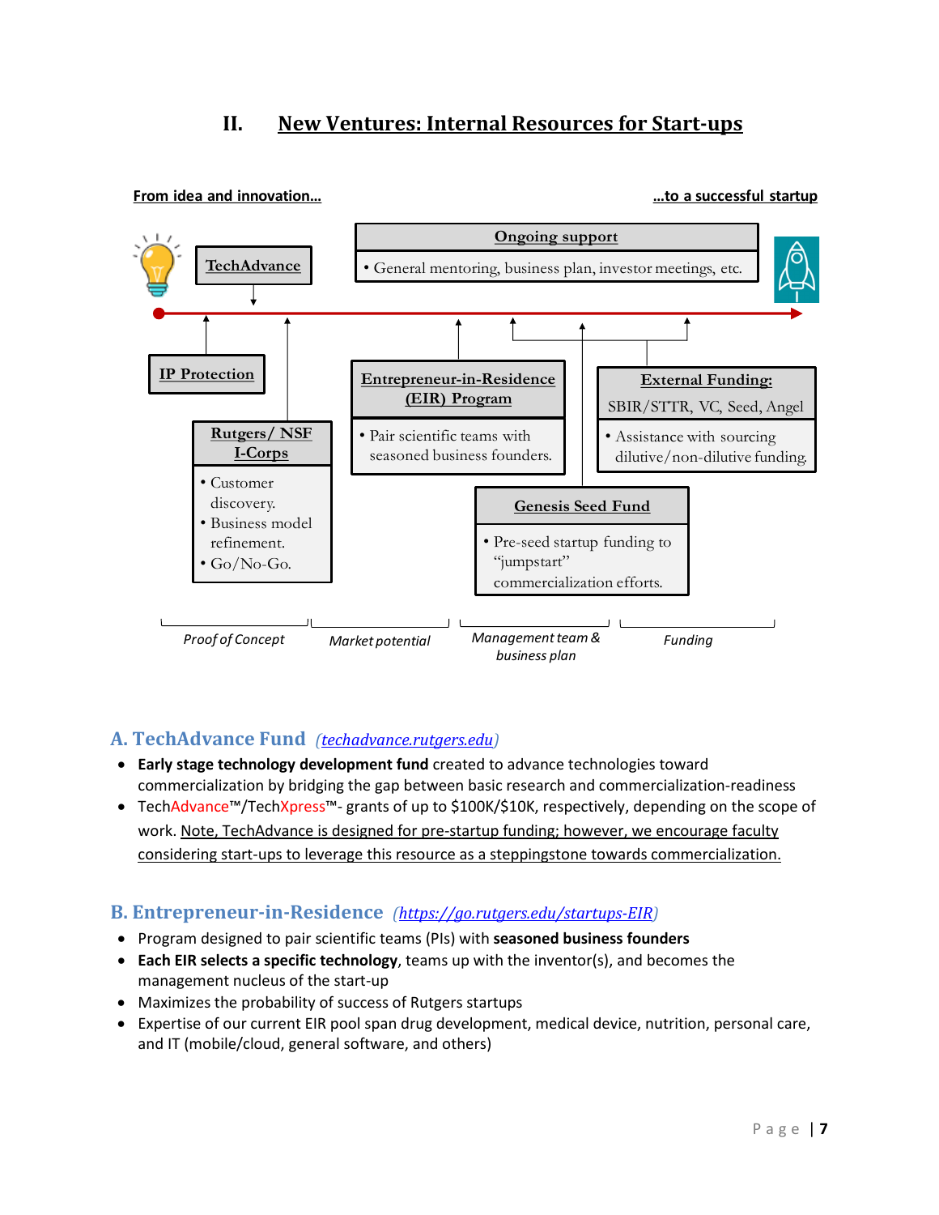# II. New Ventures: Internal Resources for Start-ups

**From idea and innovation…** **…to a successful startup**

**TechAdvance**

**Ongoing support**

- General mentoring, business plan, investor meetings, etc.

**IP Protection**

**Rutgers/ NSF I-Corps**

- Customer discovery.
- Business model refinement.
- Go/No-Go.

**Entrepreneur-in-Residence (EIR) Program**

- Pair scientific teams with seasoned business founders.

**External Funding:** SBIR/STTR, VC, Seed, Angel

- Assistance with sourcing dilutive/non-dilutive funding.

**Genesis Seed Fund**

- Pre-seed startup funding to "jumpstart" commercialization efforts.

*Proof of Concept* | *Market potential* | *Management team & business plan* | *Funding*

## A. TechAdvance Fund (*techadvance.rutgers.edu*)

- **Early stage technology development fund** created to advance technologies toward commercialization by bridging the gap between basic research and commercialization-readiness
- TechAdvance™/TechXpress™- grants of up to $100K/$10K, respectively, depending on the scope of work. Note, TechAdvance is designed for pre-startup funding; however, we encourage faculty considering start-ups to leverage this resource as a steppingstone towards commercialization.

## B. Entrepreneur-in-Residence (*https://go.rutgers.edu/startups-EIR*)

- Program designed to pair scientific teams (PIs) with **seasoned business founders**
- **Each EIR selects a specific technology**, teams up with the inventor(s), and becomes the management nucleus of the start-up
- Maximizes the probability of success of Rutgers startups
- Expertise of our current EIR pool span drug development, medical device, nutrition, personal care, and IT (mobile/cloud, general software, and others)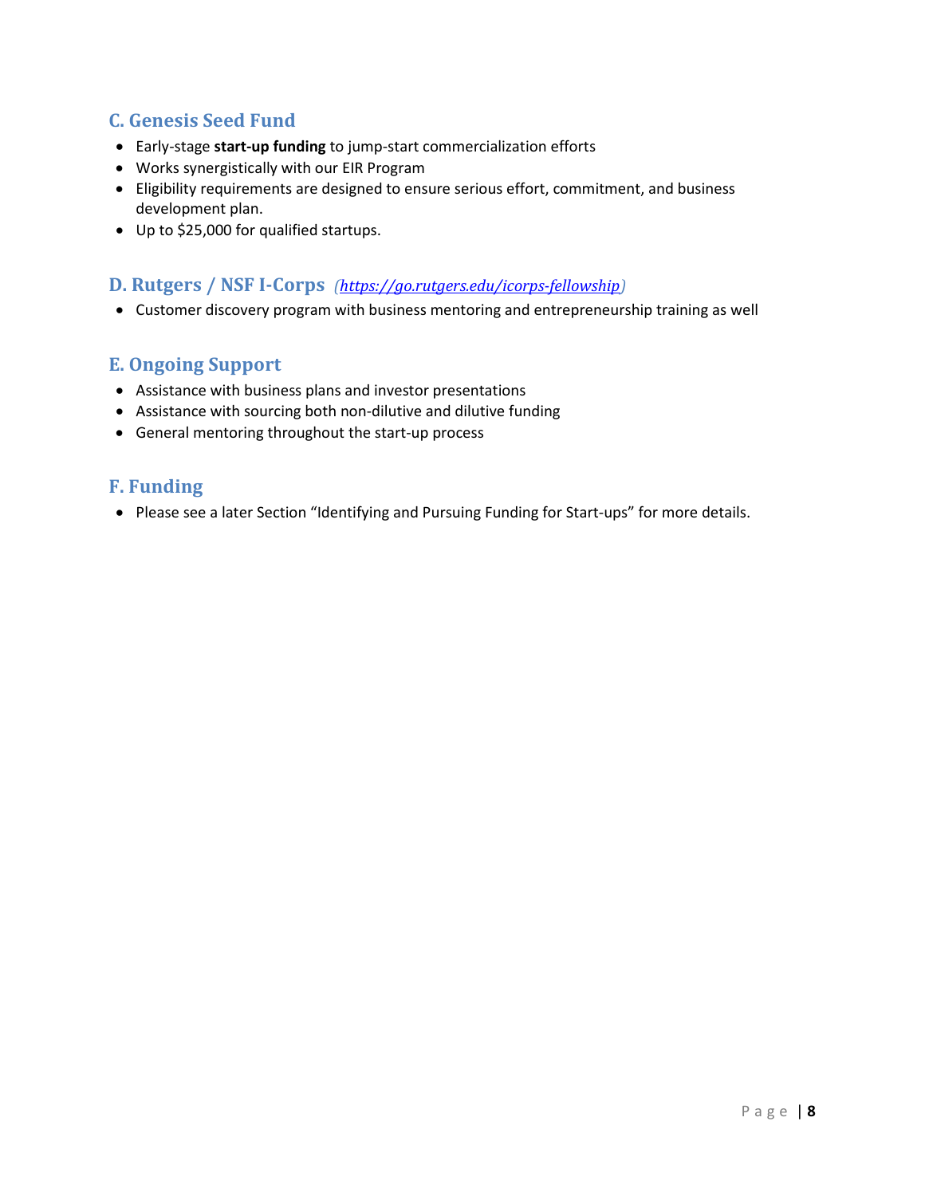## C. Genesis Seed Fund

- Early-stage **start-up funding** to jump-start commercialization efforts
- Works synergistically with our EIR Program
- Eligibility requirements are designed to ensure serious effort, commitment, and business development plan.
- Up to $25,000 for qualified startups.

## D. Rutgers / NSF I-Corps *(https://go.rutgers.edu/icorps-fellowship)*

- Customer discovery program with business mentoring and entrepreneurship training as well

## E. Ongoing Support

- Assistance with business plans and investor presentations
- Assistance with sourcing both non-dilutive and dilutive funding
- General mentoring throughout the start-up process

## F. Funding

- Please see a later Section "Identifying and Pursuing Funding for Start-ups" for more details.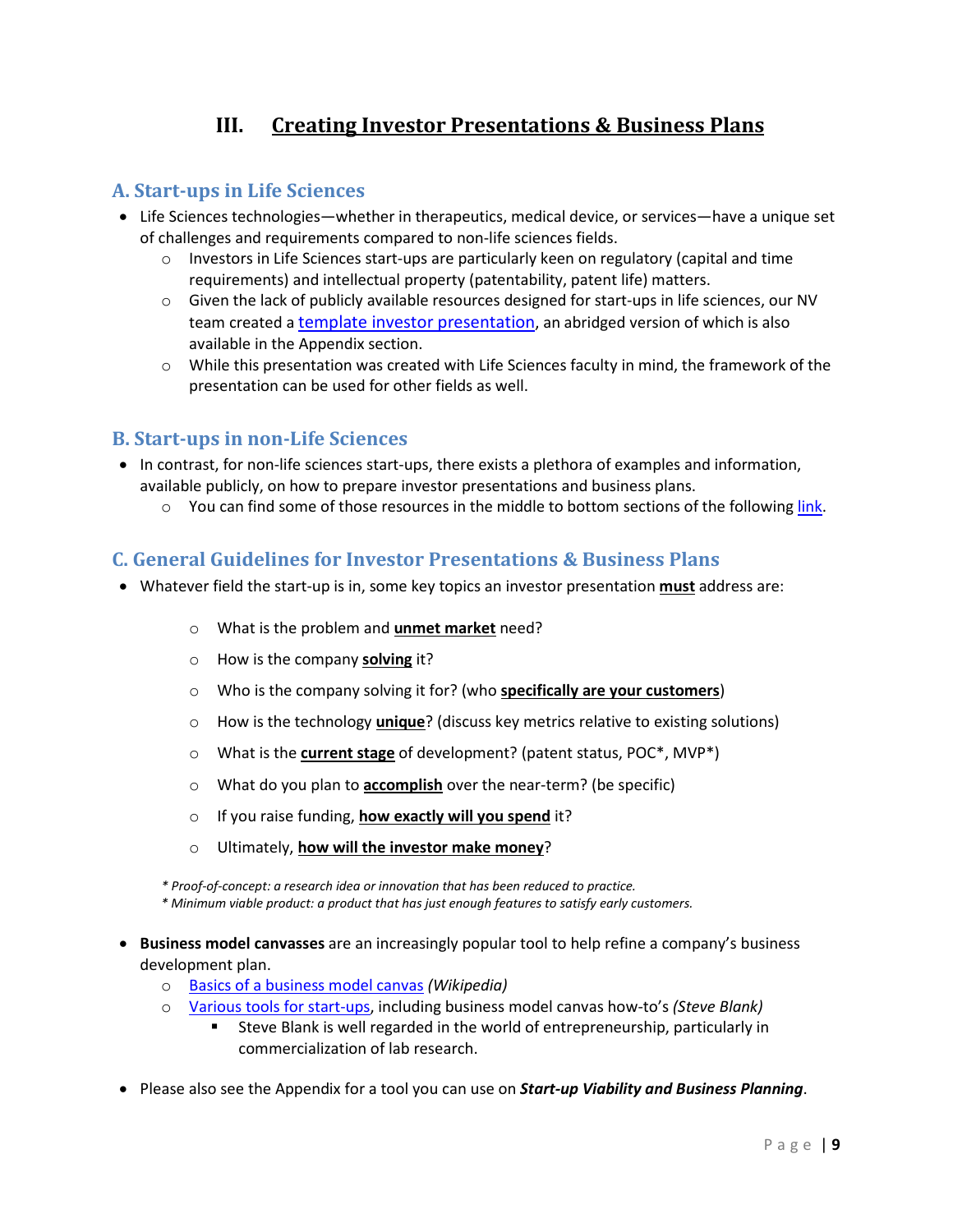# III. Creating Investor Presentations & Business Plans

## A. Start-ups in Life Sciences

- Life Sciences technologies—whether in therapeutics, medical device, or services—have a unique set of challenges and requirements compared to non-life sciences fields.
  - Investors in Life Sciences start-ups are particularly keen on regulatory (capital and time requirements) and intellectual property (patentability, patent life) matters.
  - Given the lack of publicly available resources designed for start-ups in life sciences, our NV team created a template investor presentation, an abridged version of which is also available in the Appendix section.
  - While this presentation was created with Life Sciences faculty in mind, the framework of the presentation can be used for other fields as well.

## B. Start-ups in non-Life Sciences

- In contrast, for non-life sciences start-ups, there exists a plethora of examples and information, available publicly, on how to prepare investor presentations and business plans.
  - You can find some of those resources in the middle to bottom sections of the following link.

## C. General Guidelines for Investor Presentations & Business Plans

- Whatever field the start-up is in, some key topics an investor presentation **must** address are:
  - What is the problem and **unmet market** need?
  - How is the company **solving** it?
  - Who is the company solving it for? (who **specifically are your customers**)
  - How is the technology **unique**? (discuss key metrics relative to existing solutions)
  - What is the **current stage** of development? (patent status, POC*, MVP*)
  - What do you plan to **accomplish** over the near-term? (be specific)
  - If you raise funding, **how exactly will you spend** it?
  - Ultimately, **how will the investor make money**?

*\* Proof-of-concept: a research idea or innovation that has been reduced to practice.*
*\* Minimum viable product: a product that has just enough features to satisfy early customers.*

- **Business model canvasses** are an increasingly popular tool to help refine a company's business development plan.
  - Basics of a business model canvas *(Wikipedia)*
  - Various tools for start-ups, including business model canvas how-to's *(Steve Blank)*
    - Steve Blank is well regarded in the world of entrepreneurship, particularly in commercialization of lab research.

- Please also see the Appendix for a tool you can use on ***Start-up Viability and Business Planning***.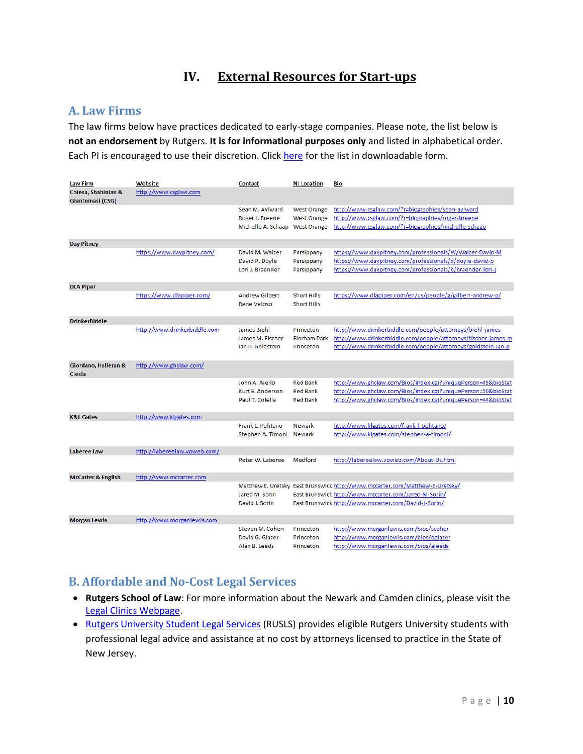# IV. External Resources for Start-ups

## A. Law Firms

The law firms below have practices dedicated to early-stage companies. Please note, the list below is **not an endorsement** by Rutgers. **It is for informational purposes only** and listed in alphabetical order. Each PI is encouraged to use their discretion. Click here for the list in downloadable form.

| Law Firm | Website | Contact | NJ Location | Bio |
|---|---|---|---|---|
| Chiesa, Shahinian & Giantomasi (CSG) | http://www.csglaw.com | | | |
| | | Sean M. Aylward | West Orange | http://www.csglaw.com/?r=biographies/sean-aylward |
| | | Roger J. Breene | West Orange | http://www.csglaw.com/?r=biographies/roger-breene |
| | | Michelle A. Schaap | West Orange | http://www.csglaw.com/?r=biographies/michelle-schaap |
| Day Pitney | | | | |
| | https://www.daypitney.com/ | David M. Waizer | Parsippany | https://www.daypitney.com/professionals/W/Waizer-David-M |
| | | David P. Doyle | Parsippany | https://www.daypitney.com/professionals/d/doyle-david-p |
| | | Lori J. Braender | Parsippany | https://www.daypitney.com/professionals/b/braender-lori-j |
| DLA Piper | | | | |
| | https://www.dlapiper.com/ | Andrew Gilbert | Short Hills | https://www.dlapiper.com/en/us/people/g/gilbert-andrew-p/ |
| | | Rene Veloso | Short Hills | |
| DrinkerBiddle | | | | |
| | http://www.drinkerbiddle.com | James Biehl | Princeton | http://www.drinkerbiddle.com/people/attorneys/biehl-james |
| | | James M. Fischer | Florham Park | http://www.drinkerbiddle.com/people/attorneys/fischer-james-m |
| | | Ian P. Goldstein | Princeton | http://www.drinkerbiddle.com/people/attorneys/goldstein-ian-p |
| Giordano, Halleran & Ciesla | http://www.ghclaw.com/ | | | |
| | | John A. Aiello | Red Bank | http://www.ghclaw.com/Bios/index.cgi?uniquePerson=49&bioStat |
| | | Kurt E. Anderson | Red Bank | http://www.ghclaw.com/Bios/index.cgi?uniquePerson=50&bioStat |
| | | Paul T. Colella | Red Bank | http://www.ghclaw.com/Bios/index.cgi?uniquePerson=44&bioStat |
| K&L Gates | http://www.klgates.com | | | |
| | | Frank L. Politano | Newark | http://www.klgates.com/frank-l-politano/ |
| | | Stephen A. Timoni | Newark | http://www.klgates.com/stephen-a-timoni/ |
| Laberee Law | http://labereelaw.vpweb.com/ | | | |
| | | Peter W. Laberee | Medford | http://labereelaw.vpweb.com/About-Us.html |
| McCarter & English | http://www.mccarter.com | | | |
| | | Matthew E. Uretsky | East Brunswick | http://www.mccarter.com/Matthew-E-Uretsky/ |
| | | Jared M. Sorin | East Brunswick | http://www.mccarter.com/Jared-M-Sorin/ |
| | | David J. Sorin | East Brunswick | http://www.mccarter.com/David-J-Sorin/ |
| Morgan Lewis | http://www.morganlewis.com | | | |
| | | Steven M. Cohen | Princeton | http://www.morganlewis.com/bios/scohen |
| | | David G. Glazer | Princeton | http://www.morganlewis.com/bios/dglazer |
| | | Alan B. Leeds | Princeton | http://www.morganlewis.com/bios/aleeds |

## B. Affordable and No-Cost Legal Services

- **Rutgers School of Law**: For more information about the Newark and Camden clinics, please visit the Legal Clinics Webpage.
- Rutgers University Student Legal Services (RUSLS) provides eligible Rutgers University students with professional legal advice and assistance at no cost by attorneys licensed to practice in the State of New Jersey.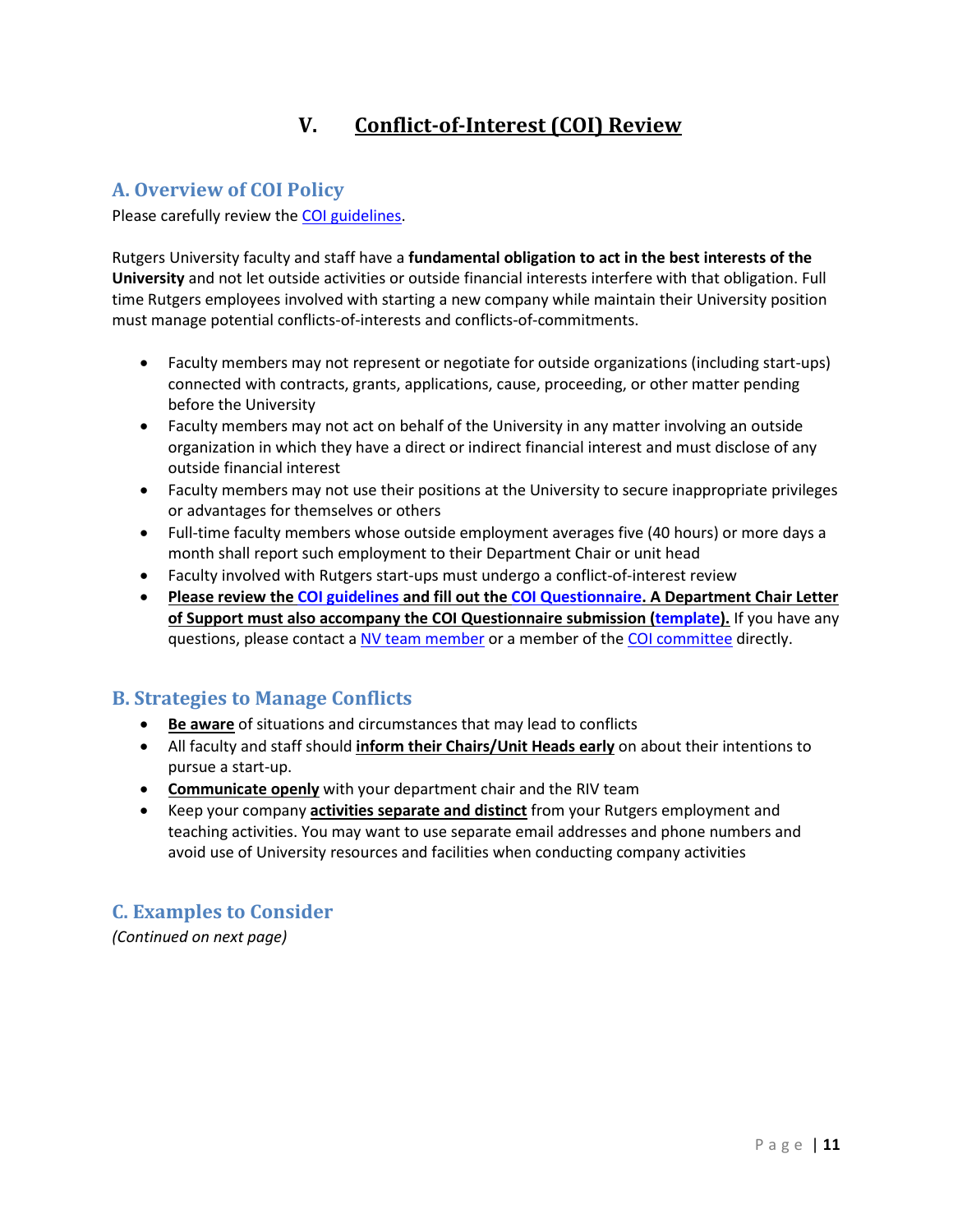# V. Conflict-of-Interest (COI) Review

## A. Overview of COI Policy

Please carefully review the COI guidelines.

Rutgers University faculty and staff have a **fundamental obligation to act in the best interests of the University** and not let outside activities or outside financial interests interfere with that obligation. Full time Rutgers employees involved with starting a new company while maintain their University position must manage potential conflicts-of-interests and conflicts-of-commitments.

- Faculty members may not represent or negotiate for outside organizations (including start-ups) connected with contracts, grants, applications, cause, proceeding, or other matter pending before the University
- Faculty members may not act on behalf of the University in any matter involving an outside organization in which they have a direct or indirect financial interest and must disclose of any outside financial interest
- Faculty members may not use their positions at the University to secure inappropriate privileges or advantages for themselves or others
- Full-time faculty members whose outside employment averages five (40 hours) or more days a month shall report such employment to their Department Chair or unit head
- Faculty involved with Rutgers start-ups must undergo a conflict-of-interest review
- **Please review the COI guidelines and fill out the COI Questionnaire. A Department Chair Letter of Support must also accompany the COI Questionnaire submission (template).** If you have any questions, please contact a NV team member or a member of the COI committee directly.

## B. Strategies to Manage Conflicts

- **Be aware** of situations and circumstances that may lead to conflicts
- All faculty and staff should **inform their Chairs/Unit Heads early** on about their intentions to pursue a start-up.
- **Communicate openly** with your department chair and the RIV team
- Keep your company **activities separate and distinct** from your Rutgers employment and teaching activities. You may want to use separate email addresses and phone numbers and avoid use of University resources and facilities when conducting company activities

## C. Examples to Consider

*(Continued on next page)*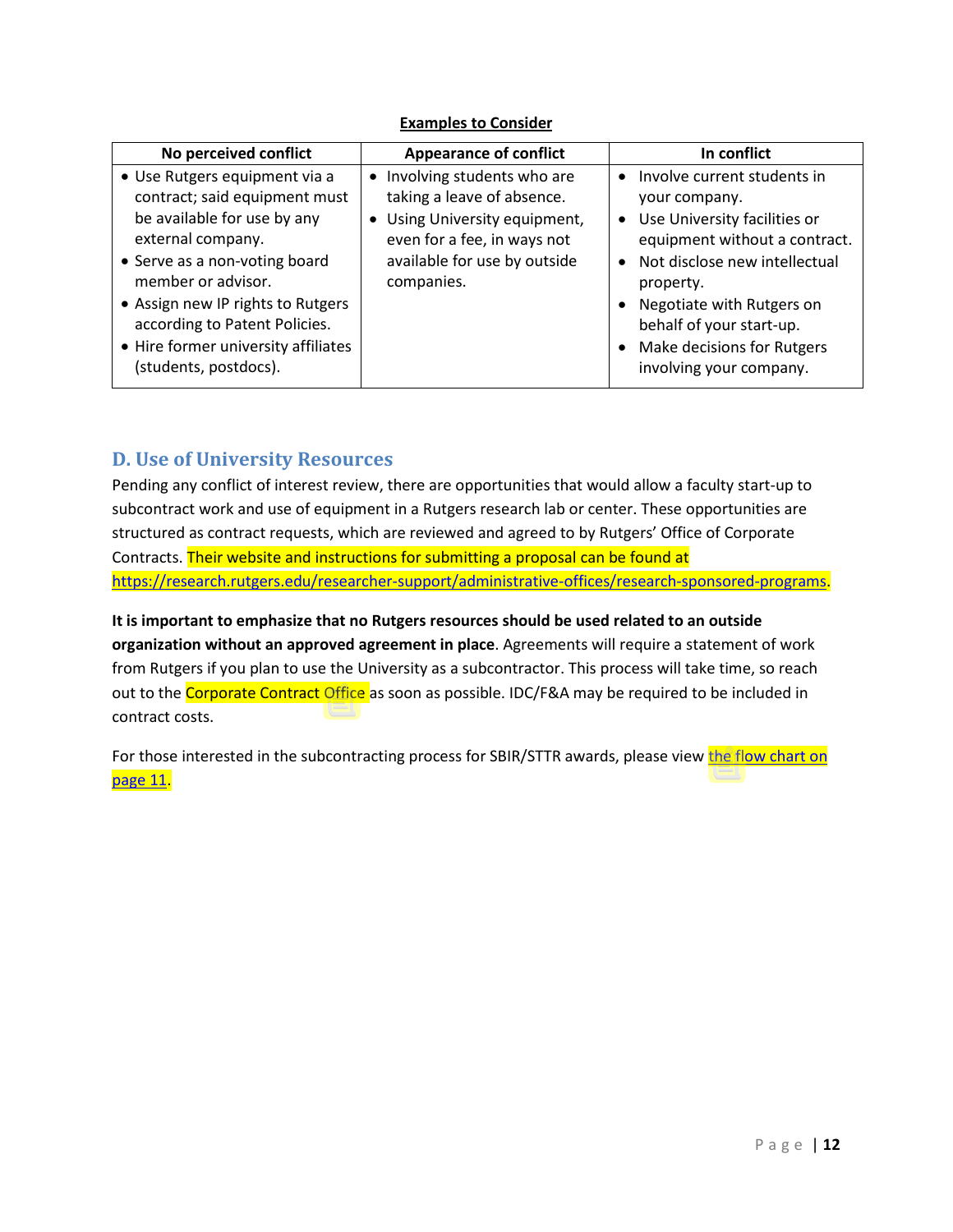**Examples to Consider**

| No perceived conflict | Appearance of conflict | In conflict |
|---|---|---|
| • Use Rutgers equipment via a contract; said equipment must be available for use by any external company.<br>• Serve as a non-voting board member or advisor.<br>• Assign new IP rights to Rutgers according to Patent Policies.<br>• Hire former university affiliates (students, postdocs). | • Involving students who are taking a leave of absence.<br>• Using University equipment, even for a fee, in ways not available for use by outside companies. | • Involve current students in your company.<br>• Use University facilities or equipment without a contract.<br>• Not disclose new intellectual property.<br>• Negotiate with Rutgers on behalf of your start-up.<br>• Make decisions for Rutgers involving your company. |

## D. Use of University Resources

Pending any conflict of interest review, there are opportunities that would allow a faculty start-up to subcontract work and use of equipment in a Rutgers research lab or center. These opportunities are structured as contract requests, which are reviewed and agreed to by Rutgers' Office of Corporate Contracts. Their website and instructions for submitting a proposal can be found at https://research.rutgers.edu/researcher-support/administrative-offices/research-sponsored-programs.

**It is important to emphasize that no Rutgers resources should be used related to an outside organization without an approved agreement in place**. Agreements will require a statement of work from Rutgers if you plan to use the University as a subcontractor. This process will take time, so reach out to the Corporate Contract Office as soon as possible. IDC/F&A may be required to be included in contract costs.

For those interested in the subcontracting process for SBIR/STTR awards, please view the flow chart on page 11.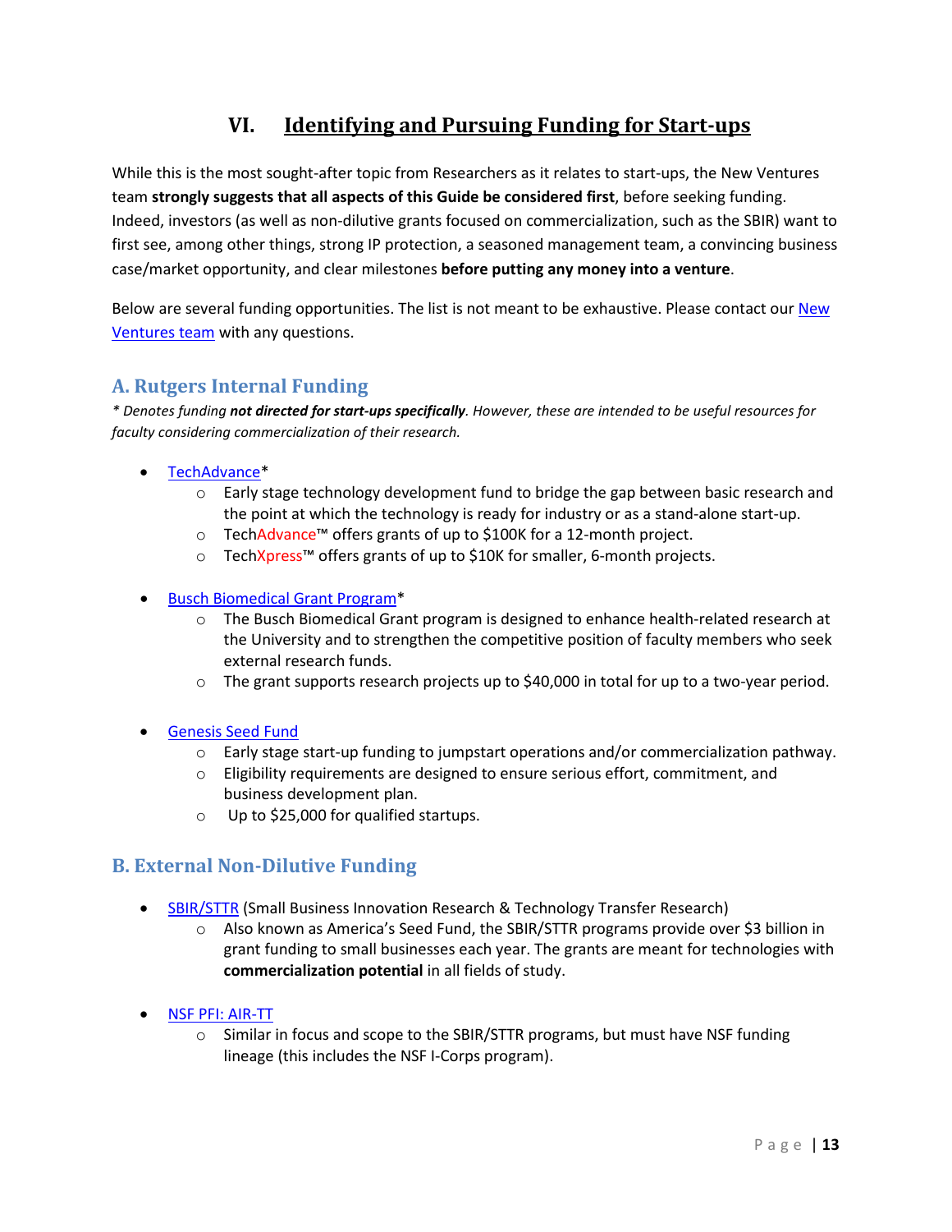# VI. Identifying and Pursuing Funding for Start-ups

While this is the most sought-after topic from Researchers as it relates to start-ups, the New Ventures team **strongly suggests that all aspects of this Guide be considered first**, before seeking funding. Indeed, investors (as well as non-dilutive grants focused on commercialization, such as the SBIR) want to first see, among other things, strong IP protection, a seasoned management team, a convincing business case/market opportunity, and clear milestones **before putting any money into a venture**.

Below are several funding opportunities. The list is not meant to be exhaustive. Please contact our New Ventures team with any questions.

## A. Rutgers Internal Funding

*\* Denotes funding **not directed for start-ups specifically**. However, these are intended to be useful resources for faculty considering commercialization of their research.*

- TechAdvance*
  - Early stage technology development fund to bridge the gap between basic research and the point at which the technology is ready for industry or as a stand-alone start-up.
  - TechAdvance™ offers grants of up to $100K for a 12-month project.
  - TechXpress™ offers grants of up to $10K for smaller, 6-month projects.

- Busch Biomedical Grant Program*
  - The Busch Biomedical Grant program is designed to enhance health-related research at the University and to strengthen the competitive position of faculty members who seek external research funds.
  - The grant supports research projects up to $40,000 in total for up to a two-year period.

- Genesis Seed Fund
  - Early stage start-up funding to jumpstart operations and/or commercialization pathway.
  - Eligibility requirements are designed to ensure serious effort, commitment, and business development plan.
  - Up to $25,000 for qualified startups.

## B. External Non-Dilutive Funding

- SBIR/STTR (Small Business Innovation Research & Technology Transfer Research)
  - Also known as America's Seed Fund, the SBIR/STTR programs provide over $3 billion in grant funding to small businesses each year. The grants are meant for technologies with **commercialization potential** in all fields of study.

- NSF PFI: AIR-TT
  - Similar in focus and scope to the SBIR/STTR programs, but must have NSF funding lineage (this includes the NSF I-Corps program).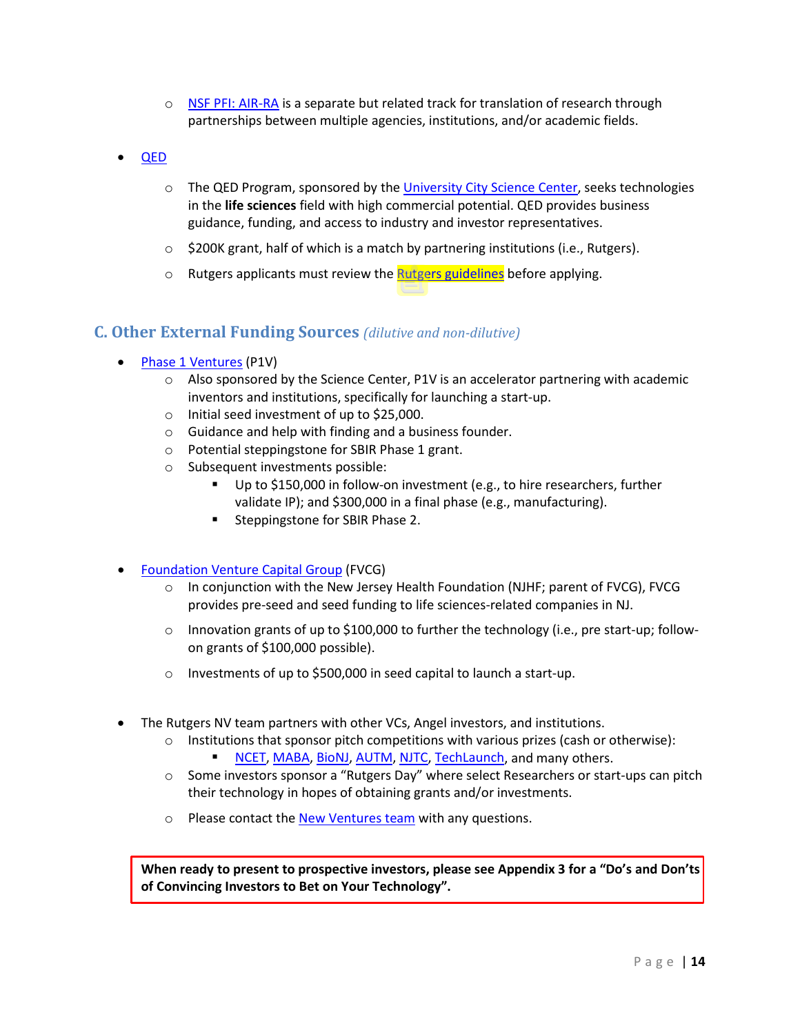- NSF PFI: AIR-RA is a separate but related track for translation of research through partnerships between multiple agencies, institutions, and/or academic fields.

- QED
  - The QED Program, sponsored by the University City Science Center, seeks technologies in the **life sciences** field with high commercial potential. QED provides business guidance, funding, and access to industry and investor representatives.
  - $200K grant, half of which is a match by partnering institutions (i.e., Rutgers).
  - Rutgers applicants must review the Rutgers guidelines before applying.

## C. Other External Funding Sources *(dilutive and non-dilutive)*

- Phase 1 Ventures (P1V)
  - Also sponsored by the Science Center, P1V is an accelerator partnering with academic inventors and institutions, specifically for launching a start-up.
  - Initial seed investment of up to $25,000.
  - Guidance and help with finding and a business founder.
  - Potential steppingstone for SBIR Phase 1 grant.
  - Subsequent investments possible:
    - Up to $150,000 in follow-on investment (e.g., to hire researchers, further validate IP); and $300,000 in a final phase (e.g., manufacturing).
    - Steppingstone for SBIR Phase 2.

- Foundation Venture Capital Group (FVCG)
  - In conjunction with the New Jersey Health Foundation (NJHF; parent of FVCG), FVCG provides pre-seed and seed funding to life sciences-related companies in NJ.
  - Innovation grants of up to $100,000 to further the technology (i.e., pre start-up; follow-on grants of $100,000 possible).
  - Investments of up to $500,000 in seed capital to launch a start-up.

- The Rutgers NV team partners with other VCs, Angel investors, and institutions.
  - Institutions that sponsor pitch competitions with various prizes (cash or otherwise):
    - NCET, MABA, BioNJ, AUTM, NJTC, TechLaunch, and many others.
  - Some investors sponsor a "Rutgers Day" where select Researchers or start-ups can pitch their technology in hopes of obtaining grants and/or investments.
  - Please contact the New Ventures team with any questions.

**When ready to present to prospective investors, please see Appendix 3 for a "Do's and Don'ts of Convincing Investors to Bet on Your Technology".**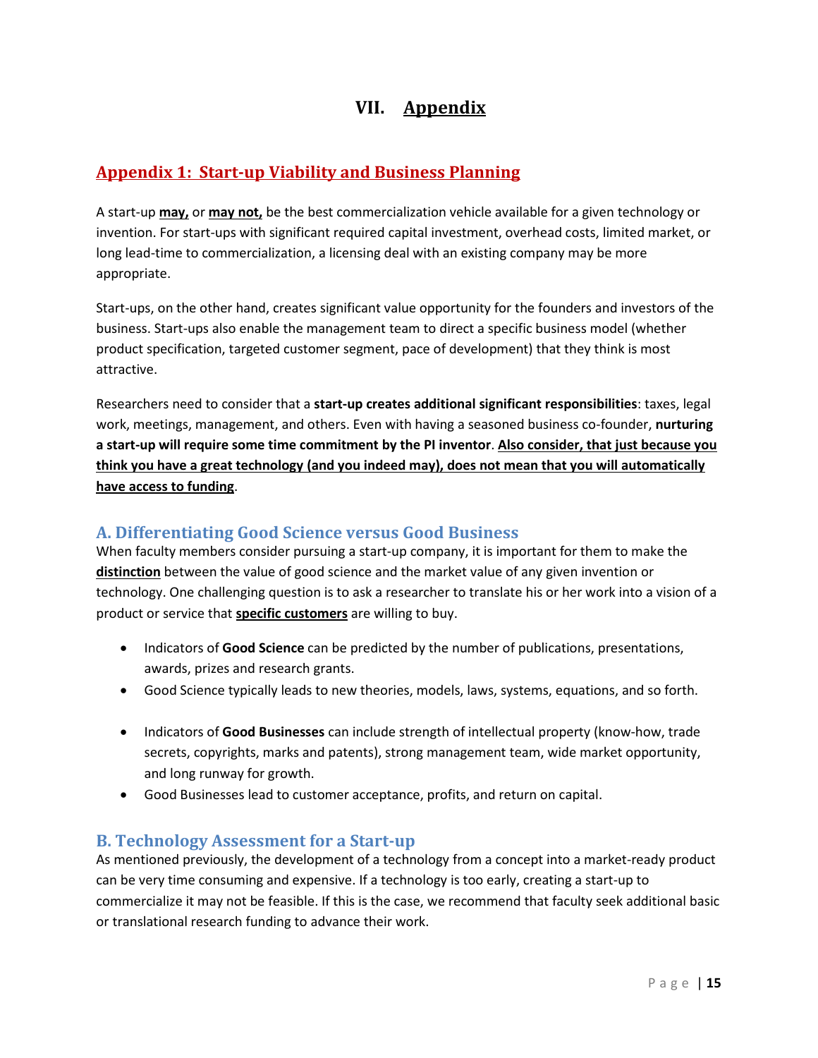# VII. Appendix

## Appendix 1: Start-up Viability and Business Planning

A start-up **may,** or **may not,** be the best commercialization vehicle available for a given technology or invention. For start-ups with significant required capital investment, overhead costs, limited market, or long lead-time to commercialization, a licensing deal with an existing company may be more appropriate.

Start-ups, on the other hand, creates significant value opportunity for the founders and investors of the business. Start-ups also enable the management team to direct a specific business model (whether product specification, targeted customer segment, pace of development) that they think is most attractive.

Researchers need to consider that a **start-up creates additional significant responsibilities**: taxes, legal work, meetings, management, and others. Even with having a seasoned business co-founder, **nurturing a start-up will require some time commitment by the PI inventor**. **Also consider, that just because you think you have a great technology (and you indeed may), does not mean that you will automatically have access to funding**.

### A. Differentiating Good Science versus Good Business

When faculty members consider pursuing a start-up company, it is important for them to make the **distinction** between the value of good science and the market value of any given invention or technology. One challenging question is to ask a researcher to translate his or her work into a vision of a product or service that **specific customers** are willing to buy.

- Indicators of **Good Science** can be predicted by the number of publications, presentations, awards, prizes and research grants.
- Good Science typically leads to new theories, models, laws, systems, equations, and so forth.

- Indicators of **Good Businesses** can include strength of intellectual property (know-how, trade secrets, copyrights, marks and patents), strong management team, wide market opportunity, and long runway for growth.
- Good Businesses lead to customer acceptance, profits, and return on capital.

### B. Technology Assessment for a Start-up

As mentioned previously, the development of a technology from a concept into a market-ready product can be very time consuming and expensive. If a technology is too early, creating a start-up to commercialize it may not be feasible. If this is the case, we recommend that faculty seek additional basic or translational research funding to advance their work.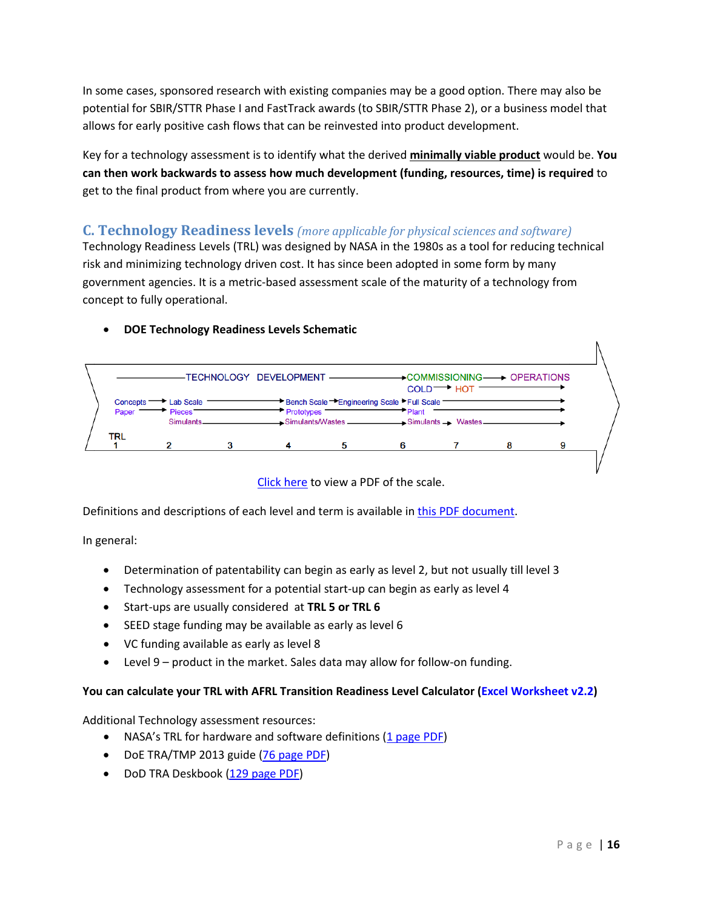In some cases, sponsored research with existing companies may be a good option. There may also be potential for SBIR/STTR Phase I and FastTrack awards (to SBIR/STTR Phase 2), or a business model that allows for early positive cash flows that can be reinvested into product development.

Key for a technology assessment is to identify what the derived **minimally viable product** would be. **You can then work backwards to assess how much development (funding, resources, time) is required** to get to the final product from where you are currently.

## C. Technology Readiness levels *(more applicable for physical sciences and software)*

Technology Readiness Levels (TRL) was designed by NASA in the 1980s as a tool for reducing technical risk and minimizing technology driven cost. It has since been adopted in some form by many government agencies. It is a metric-based assessment scale of the maturity of a technology from concept to fully operational.

- **DOE Technology Readiness Levels Schematic**

TECHNOLOGY DEVELOPMENT → COMMISSIONING → OPERATIONS

COLD → HOT

Concepts → Lab Scale → Bench Scale → Engineering Scale → Full Scale

Paper → Pieces → Prototypes → Plant

Simulants → Simulants/Wastes → Simulants → Wastes

TRL 1 2 3 4 5 6 7 8 9

Click here to view a PDF of the scale.

Definitions and descriptions of each level and term is available in this PDF document.

In general:

- Determination of patentability can begin as early as level 2, but not usually till level 3
- Technology assessment for a potential start-up can begin as early as level 4
- Start-ups are usually considered at **TRL 5 or TRL 6**
- SEED stage funding may be available as early as level 6
- VC funding available as early as level 8
- Level 9 – product in the market. Sales data may allow for follow-on funding.

**You can calculate your TRL with AFRL Transition Readiness Level Calculator (Excel Worksheet v2.2)**

Additional Technology assessment resources:

- NASA's TRL for hardware and software definitions (1 page PDF)
- DoE TRA/TMP 2013 guide (76 page PDF)
- DoD TRA Deskbook (129 page PDF)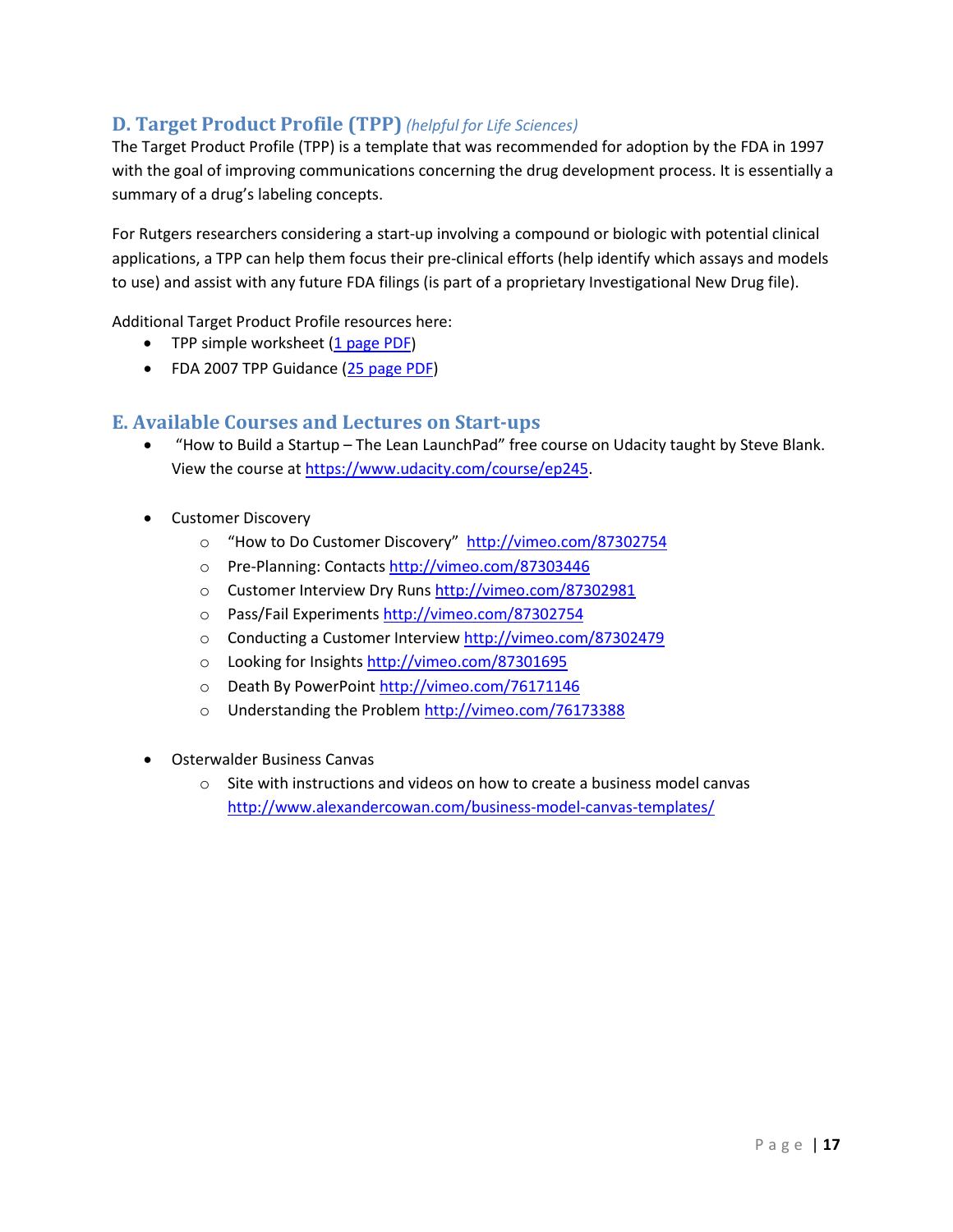## D. Target Product Profile (TPP) *(helpful for Life Sciences)*

The Target Product Profile (TPP) is a template that was recommended for adoption by the FDA in 1997 with the goal of improving communications concerning the drug development process. It is essentially a summary of a drug's labeling concepts.

For Rutgers researchers considering a start-up involving a compound or biologic with potential clinical applications, a TPP can help them focus their pre-clinical efforts (help identify which assays and models to use) and assist with any future FDA filings (is part of a proprietary Investigational New Drug file).

Additional Target Product Profile resources here:

- TPP simple worksheet (1 page PDF)
- FDA 2007 TPP Guidance (25 page PDF)

## E. Available Courses and Lectures on Start-ups

- "How to Build a Startup – The Lean LaunchPad" free course on Udacity taught by Steve Blank. View the course at https://www.udacity.com/course/ep245.

- Customer Discovery
  - "How to Do Customer Discovery" http://vimeo.com/87302754
  - Pre-Planning: Contacts http://vimeo.com/87303446
  - Customer Interview Dry Runs http://vimeo.com/87302981
  - Pass/Fail Experiments http://vimeo.com/87302754
  - Conducting a Customer Interview http://vimeo.com/87302479
  - Looking for Insights http://vimeo.com/87301695
  - Death By PowerPoint http://vimeo.com/76171146
  - Understanding the Problem http://vimeo.com/76173388

- Osterwalder Business Canvas
  - Site with instructions and videos on how to create a business model canvas http://www.alexandercowan.com/business-model-canvas-templates/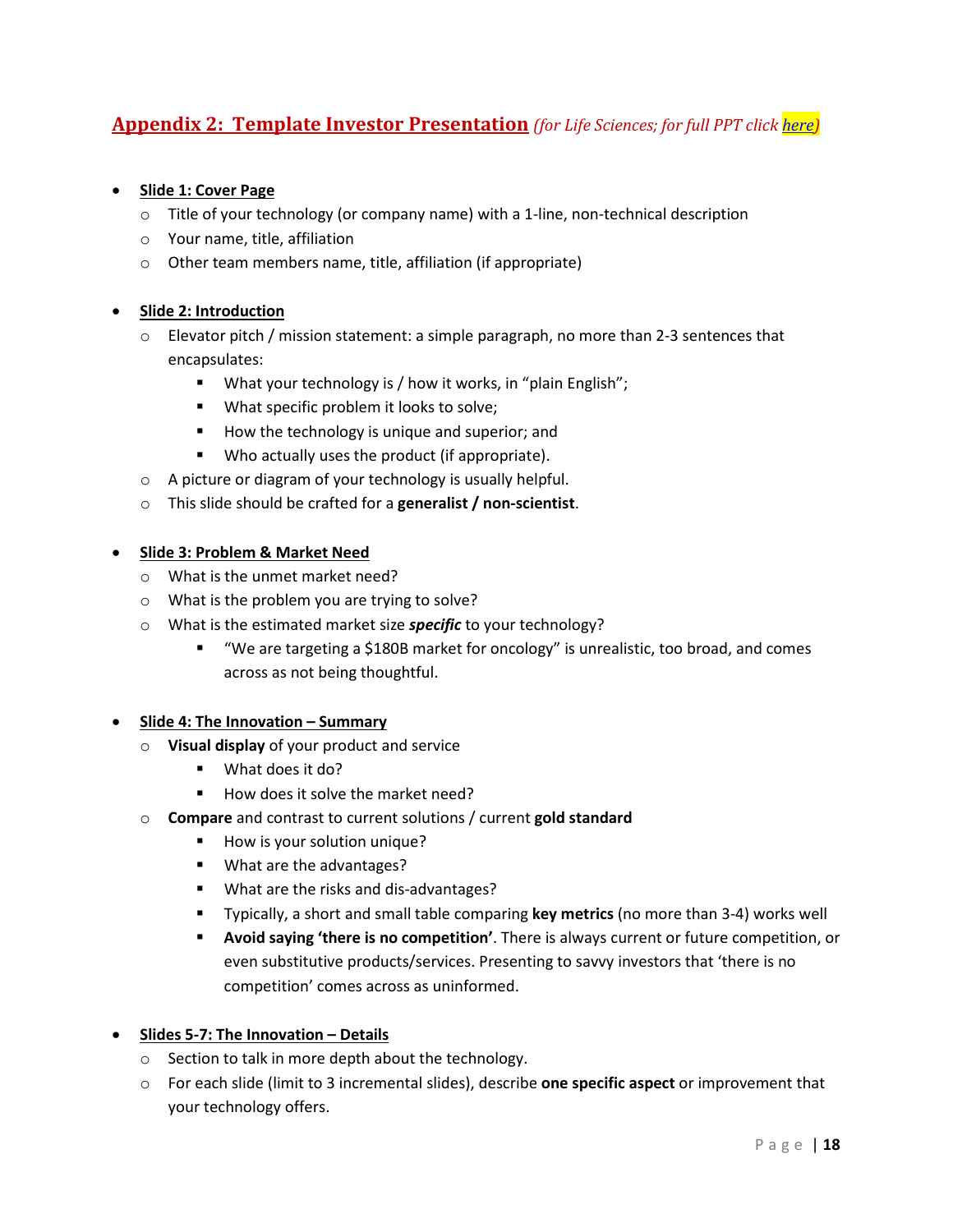## **Appendix 2: Template Investor Presentation** *(for Life Sciences; for full PPT click here)*

- **Slide 1: Cover Page**
  - Title of your technology (or company name) with a 1-line, non-technical description
  - Your name, title, affiliation
  - Other team members name, title, affiliation (if appropriate)

- **Slide 2: Introduction**
  - Elevator pitch / mission statement: a simple paragraph, no more than 2-3 sentences that encapsulates:
    - What your technology is / how it works, in "plain English";
    - What specific problem it looks to solve;
    - How the technology is unique and superior; and
    - Who actually uses the product (if appropriate).
  - A picture or diagram of your technology is usually helpful.
  - This slide should be crafted for a **generalist / non-scientist**.

- **Slide 3: Problem & Market Need**
  - What is the unmet market need?
  - What is the problem you are trying to solve?
  - What is the estimated market size ***specific*** to your technology?
    - "We are targeting a $180B market for oncology" is unrealistic, too broad, and comes across as not being thoughtful.

- **Slide 4: The Innovation – Summary**
  - **Visual display** of your product and service
    - What does it do?
    - How does it solve the market need?
  - **Compare** and contrast to current solutions / current **gold standard**
    - How is your solution unique?
    - What are the advantages?
    - What are the risks and dis-advantages?
    - Typically, a short and small table comparing **key metrics** (no more than 3-4) works well
    - **Avoid saying 'there is no competition'**. There is always current or future competition, or even substitutive products/services. Presenting to savvy investors that 'there is no competition' comes across as uninformed.

- **Slides 5-7: The Innovation – Details**
  - Section to talk in more depth about the technology.
  - For each slide (limit to 3 incremental slides), describe **one specific aspect** or improvement that your technology offers.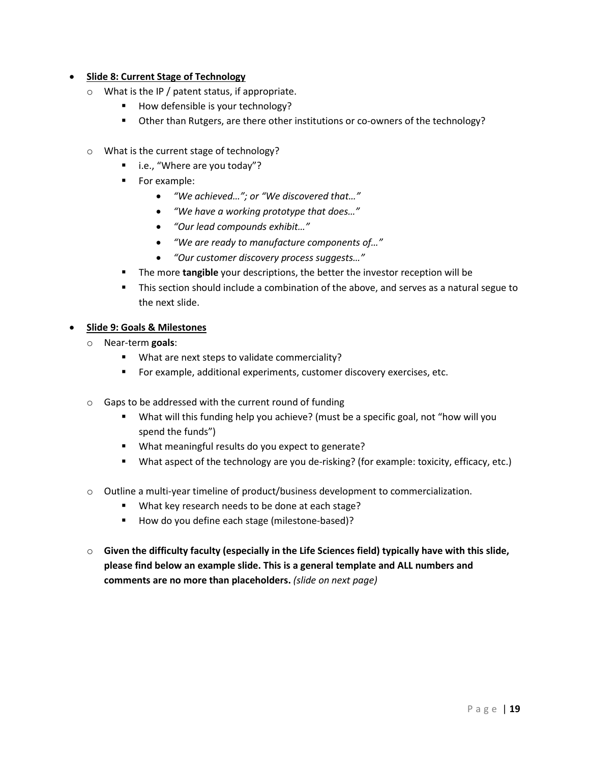- **Slide 8: Current Stage of Technology**
  - What is the IP / patent status, if appropriate.
    - How defensible is your technology?
    - Other than Rutgers, are there other institutions or co-owners of the technology?

  - What is the current stage of technology?
    - i.e., "Where are you today"?
    - For example:
      - *"We achieved…"; or "We discovered that…"*
      - *"We have a working prototype that does…"*
      - *"Our lead compounds exhibit…"*
      - *"We are ready to manufacture components of…"*
      - *"Our customer discovery process suggests…"*
    - The more **tangible** your descriptions, the better the investor reception will be
    - This section should include a combination of the above, and serves as a natural segue to the next slide.

- **Slide 9: Goals & Milestones**
  - Near-term **goals**:
    - What are next steps to validate commerciality?
    - For example, additional experiments, customer discovery exercises, etc.

  - Gaps to be addressed with the current round of funding
    - What will this funding help you achieve? (must be a specific goal, not "how will you spend the funds")
    - What meaningful results do you expect to generate?
    - What aspect of the technology are you de-risking? (for example: toxicity, efficacy, etc.)

  - Outline a multi-year timeline of product/business development to commercialization.
    - What key research needs to be done at each stage?
    - How do you define each stage (milestone-based)?

  - **Given the difficulty faculty (especially in the Life Sciences field) typically have with this slide, please find below an example slide. This is a general template and ALL numbers and comments are no more than placeholders.** *(slide on next page)*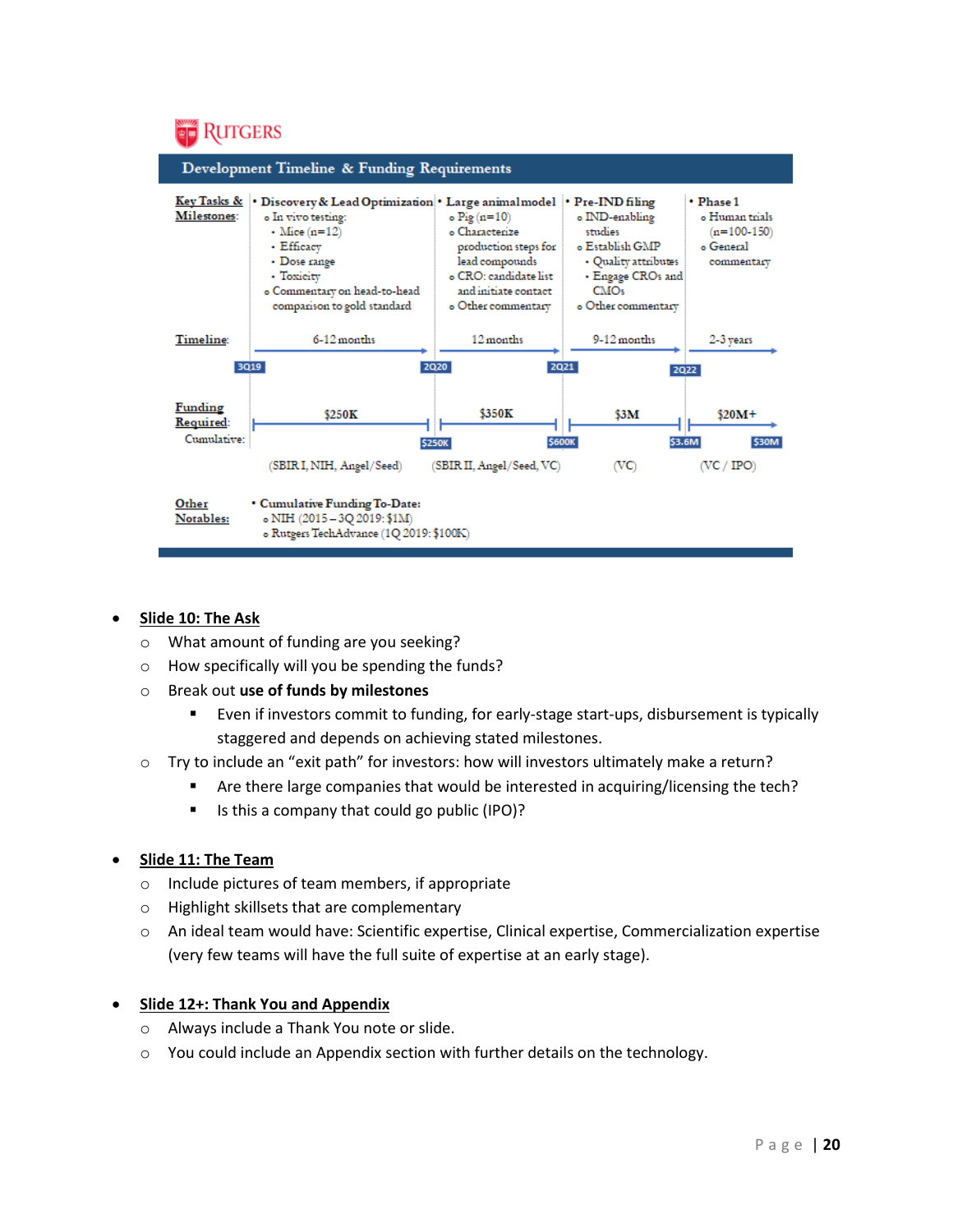**RUTGERS**

## Development Timeline & Funding Requirements

| Key Tasks & Milestones: | • Discovery & Lead Optimization | • Large animal model | • Pre-IND filing | • Phase 1 |
|---|---|---|---|---|
| | o In vivo testing:<br>• Mice (n=12)<br>• Efficacy<br>• Dose range<br>• Toxicity<br>o Commentary on head-to-head comparison to gold standard | o Pig (n=10)<br>o Characterize production steps for lead compounds<br>o CRO: candidate list and initiate contact<br>o Other commentary | o IND-enabling studies<br>o Establish GMP<br>• Quality attributes<br>• Engage CROs and CMOs<br>o Other commentary | o Human trials (n=100-150)<br>o General commentary |
| Timeline: | 6-12 months (3Q19 → 2Q20) | 12 months (2Q20 → 2Q21) | 9-12 months (2Q21 → 2Q22) | 2-3 years (2Q22 →) |
| Funding Required: | $250K | $350K | $3M | $20M+ |
| Cumulative: | $250K | $600K | $3.6M | $30M |
| | (SBIR I, NIH, Angel/Seed) | (SBIR II, Angel/Seed, VC) | (VC) | (VC / IPO) |

**Other Notables:**

- Cumulative Funding To-Date:
  - NIH (2015 – 3Q 2019: $1M)
  - Rutgers TechAdvance (1Q 2019: $100K)

- **Slide 10: The Ask**
  - What amount of funding are you seeking?
  - How specifically will you be spending the funds?
  - Break out **use of funds by milestones**
    - Even if investors commit to funding, for early-stage start-ups, disbursement is typically staggered and depends on achieving stated milestones.
  - Try to include an "exit path" for investors: how will investors ultimately make a return?
    - Are there large companies that would be interested in acquiring/licensing the tech?
    - Is this a company that could go public (IPO)?

- **Slide 11: The Team**
  - Include pictures of team members, if appropriate
  - Highlight skillsets that are complementary
  - An ideal team would have: Scientific expertise, Clinical expertise, Commercialization expertise (very few teams will have the full suite of expertise at an early stage).

- **Slide 12+: Thank You and Appendix**
  - Always include a Thank You note or slide.
  - You could include an Appendix section with further details on the technology.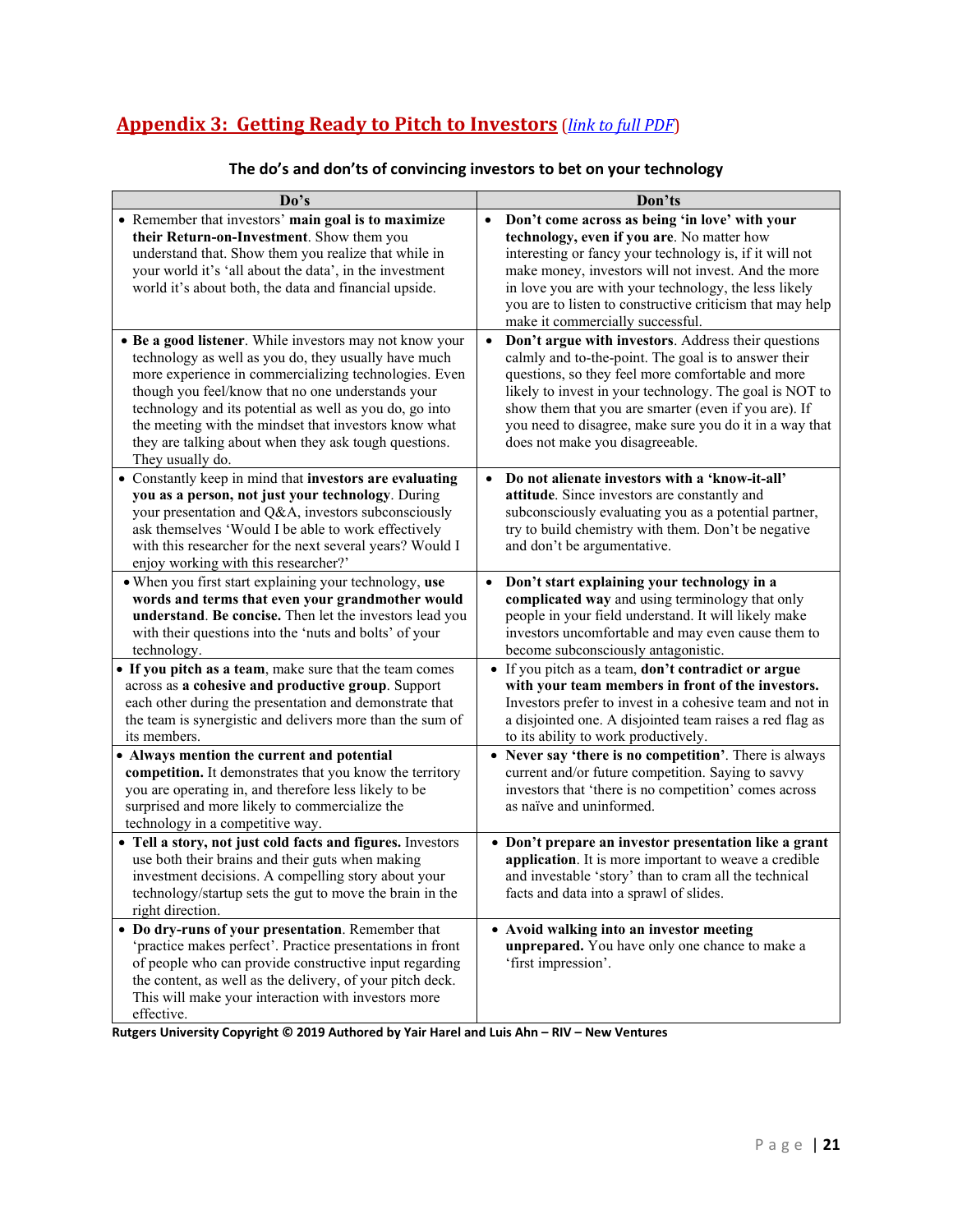## Appendix 3: Getting Ready to Pitch to Investors (*link to full PDF*)

**The do's and don'ts of convincing investors to bet on your technology**

| Do's | Don'ts |
|---|---|
| • Remember that investors' **main goal is to maximize their Return-on-Investment**. Show them you understand that. Show them you realize that while in your world it's 'all about the data', in the investment world it's about both, the data and financial upside. | • **Don't come across as being 'in love' with your technology, even if you are**. No matter how interesting or fancy your technology is, if it will not make money, investors will not invest. And the more in love you are with your technology, the less likely you are to listen to constructive criticism that may help make it commercially successful. |
| • **Be a good listener**. While investors may not know your technology as well as you do, they usually have much more experience in commercializing technologies. Even though you feel/know that no one understands your technology and its potential as well as you do, go into the meeting with the mindset that investors know what they are talking about when they ask tough questions. They usually do. | • **Don't argue with investors**. Address their questions calmly and to-the-point. The goal is to answer their questions, so they feel more comfortable and more likely to invest in your technology. The goal is NOT to show them that you are smarter (even if you are). If you need to disagree, make sure you do it in a way that does not make you disagreeable. |
| • Constantly keep in mind that **investors are evaluating you as a person, not just your technology**. During your presentation and Q&A, investors subconsciously ask themselves 'Would I be able to work effectively with this researcher for the next several years? Would I enjoy working with this researcher?' | • **Do not alienate investors with a 'know-it-all' attitude**. Since investors are constantly and subconsciously evaluating you as a potential partner, try to build chemistry with them. Don't be negative and don't be argumentative. |
| • When you first start explaining your technology, **use words and terms that even your grandmother would understand**. **Be concise.** Then let the investors lead you with their questions into the 'nuts and bolts' of your technology. | • **Don't start explaining your technology in a complicated way** and using terminology that only people in your field understand. It will likely make investors uncomfortable and may even cause them to become subconsciously antagonistic. |
| • **If you pitch as a team**, make sure that the team comes across as **a cohesive and productive group**. Support each other during the presentation and demonstrate that the team is synergistic and delivers more than the sum of its members. | • If you pitch as a team, **don't contradict or argue with your team members in front of the investors.** Investors prefer to invest in a cohesive team and not in a disjointed one. A disjointed team raises a red flag as to its ability to work productively. |
| • **Always mention the current and potential competition.** It demonstrates that you know the territory you are operating in, and therefore less likely to be surprised and more likely to commercialize the technology in a competitive way. | • **Never say 'there is no competition'**. There is always current and/or future competition. Saying to savvy investors that 'there is no competition' comes across as naïve and uninformed. |
| • **Tell a story, not just cold facts and figures.** Investors use both their brains and their guts when making investment decisions. A compelling story about your technology/startup sets the gut to move the brain in the right direction. | • **Don't prepare an investor presentation like a grant application**. It is more important to weave a credible and investable 'story' than to cram all the technical facts and data into a sprawl of slides. |
| • **Do dry-runs of your presentation**. Remember that 'practice makes perfect'. Practice presentations in front of people who can provide constructive input regarding the content, as well as the delivery, of your pitch deck. This will make your interaction with investors more effective. | • **Avoid walking into an investor meeting unprepared.** You have only one chance to make a 'first impression'. |

**Rutgers University Copyright © 2019 Authored by Yair Harel and Luis Ahn – RIV – New Ventures**